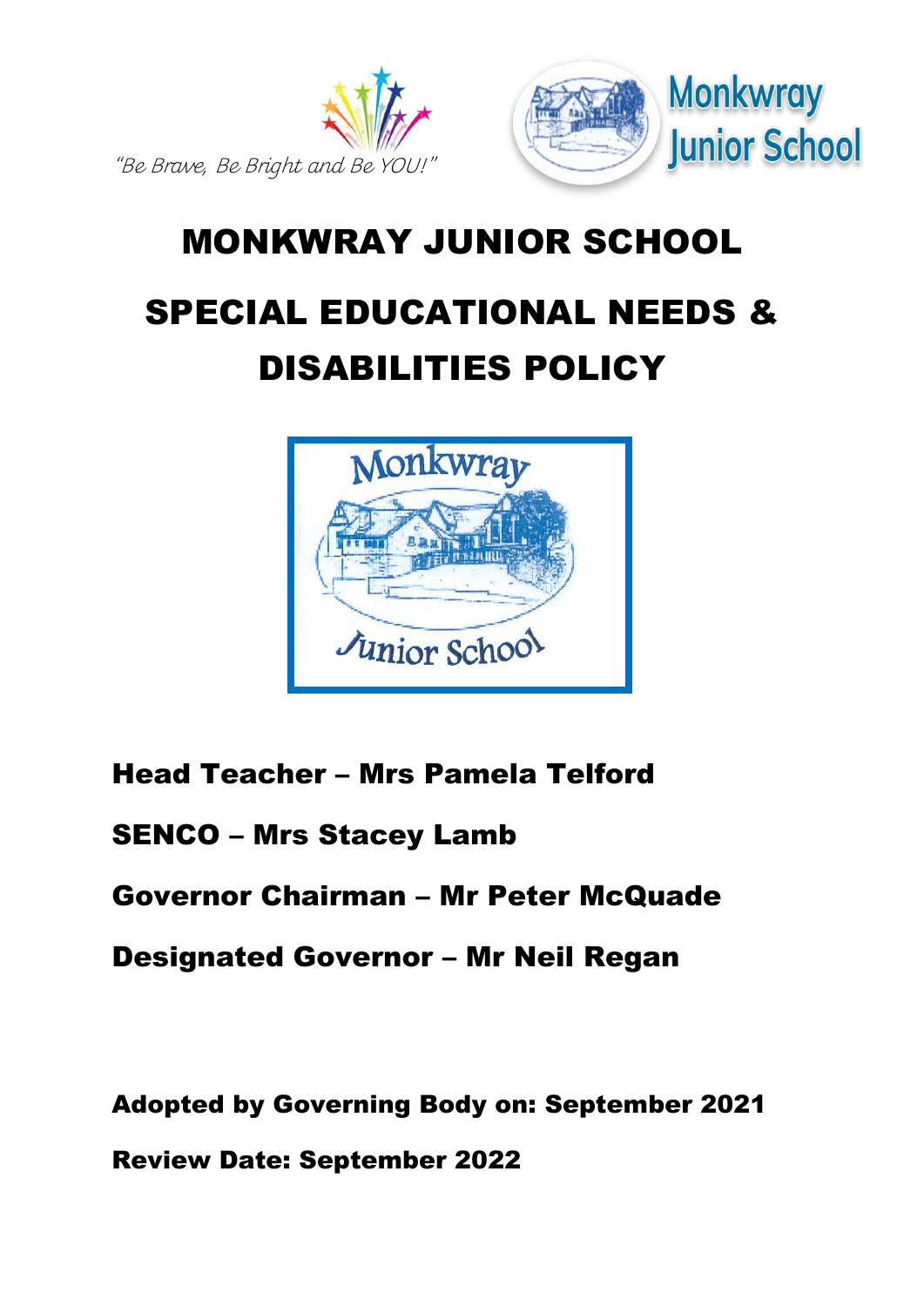"Be Brave, Be Bright and Be YOU!"

Monkwray Junior School

# MONKWRAY JUNIOR SCHOOL

# SPECIAL EDUCATIONAL NEEDS & DISABILITIES POLICY

**Head Teacher – Mrs Pamela Telford**

**SENCO – Mrs Stacey Lamb**

**Governor Chairman – Mr Peter McQuade**

**Designated Governor – Mr Neil Regan**

**Adopted by Governing Body on: September 2021**

**Review Date: September 2022**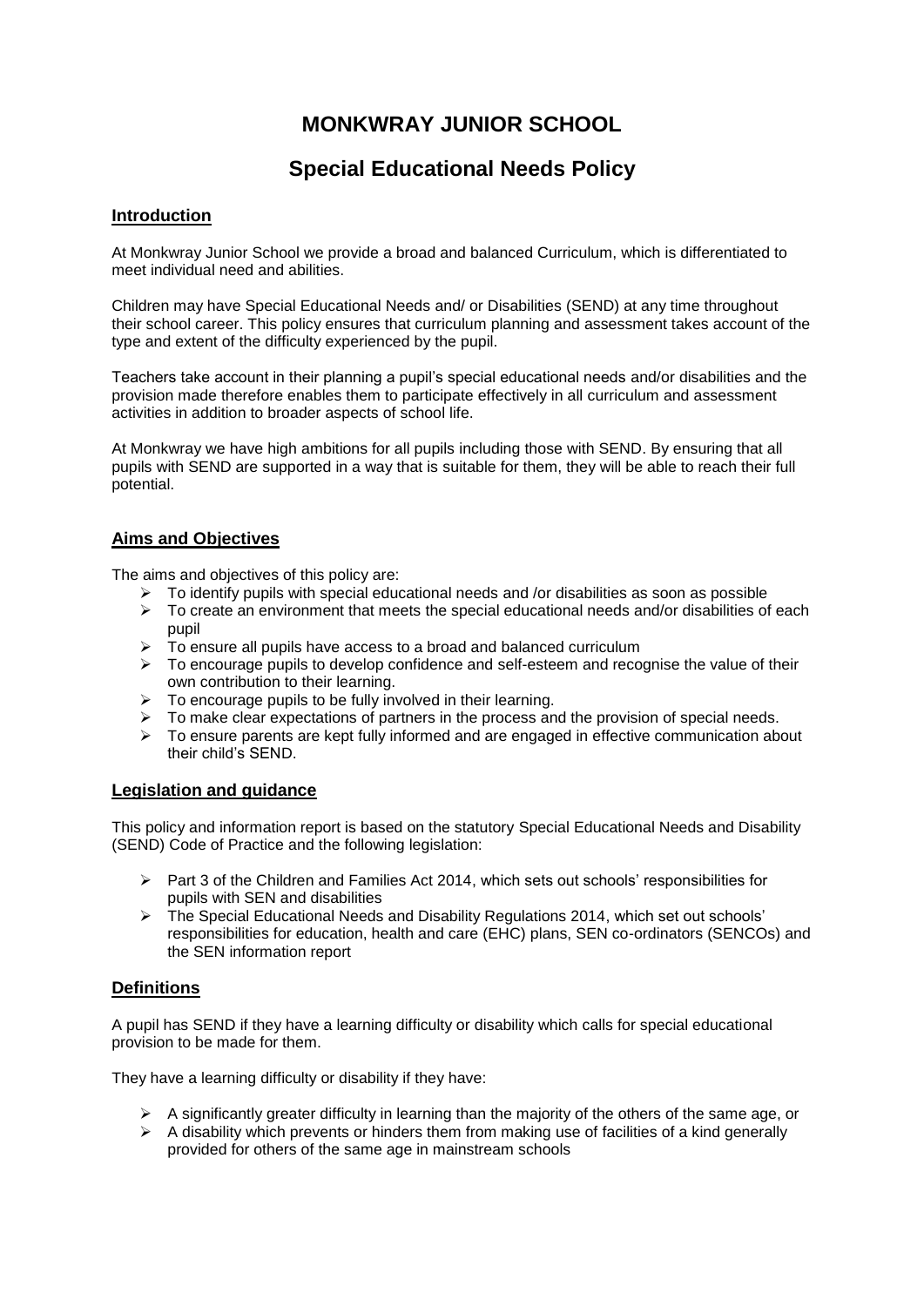# MONKWRAY JUNIOR SCHOOL

## Special Educational Needs Policy

### Introduction

At Monkwray Junior School we provide a broad and balanced Curriculum, which is differentiated to meet individual need and abilities.

Children may have Special Educational Needs and/ or Disabilities (SEND) at any time throughout their school career. This policy ensures that curriculum planning and assessment takes account of the type and extent of the difficulty experienced by the pupil.

Teachers take account in their planning a pupil's special educational needs and/or disabilities and the provision made therefore enables them to participate effectively in all curriculum and assessment activities in addition to broader aspects of school life.

At Monkwray we have high ambitions for all pupils including those with SEND. By ensuring that all pupils with SEND are supported in a way that is suitable for them, they will be able to reach their full potential.

### Aims and Objectives

The aims and objectives of this policy are:

- To identify pupils with special educational needs and /or disabilities as soon as possible
- To create an environment that meets the special educational needs and/or disabilities of each pupil
- To ensure all pupils have access to a broad and balanced curriculum
- To encourage pupils to develop confidence and self-esteem and recognise the value of their own contribution to their learning.
- To encourage pupils to be fully involved in their learning.
- To make clear expectations of partners in the process and the provision of special needs.
- To ensure parents are kept fully informed and are engaged in effective communication about their child's SEND.

### Legislation and guidance

This policy and information report is based on the statutory Special Educational Needs and Disability (SEND) Code of Practice and the following legislation:

- Part 3 of the Children and Families Act 2014, which sets out schools' responsibilities for pupils with SEN and disabilities
- The Special Educational Needs and Disability Regulations 2014, which set out schools' responsibilities for education, health and care (EHC) plans, SEN co-ordinators (SENCOs) and the SEN information report

### Definitions

A pupil has SEND if they have a learning difficulty or disability which calls for special educational provision to be made for them.

They have a learning difficulty or disability if they have:

- A significantly greater difficulty in learning than the majority of the others of the same age, or
- A disability which prevents or hinders them from making use of facilities of a kind generally provided for others of the same age in mainstream schools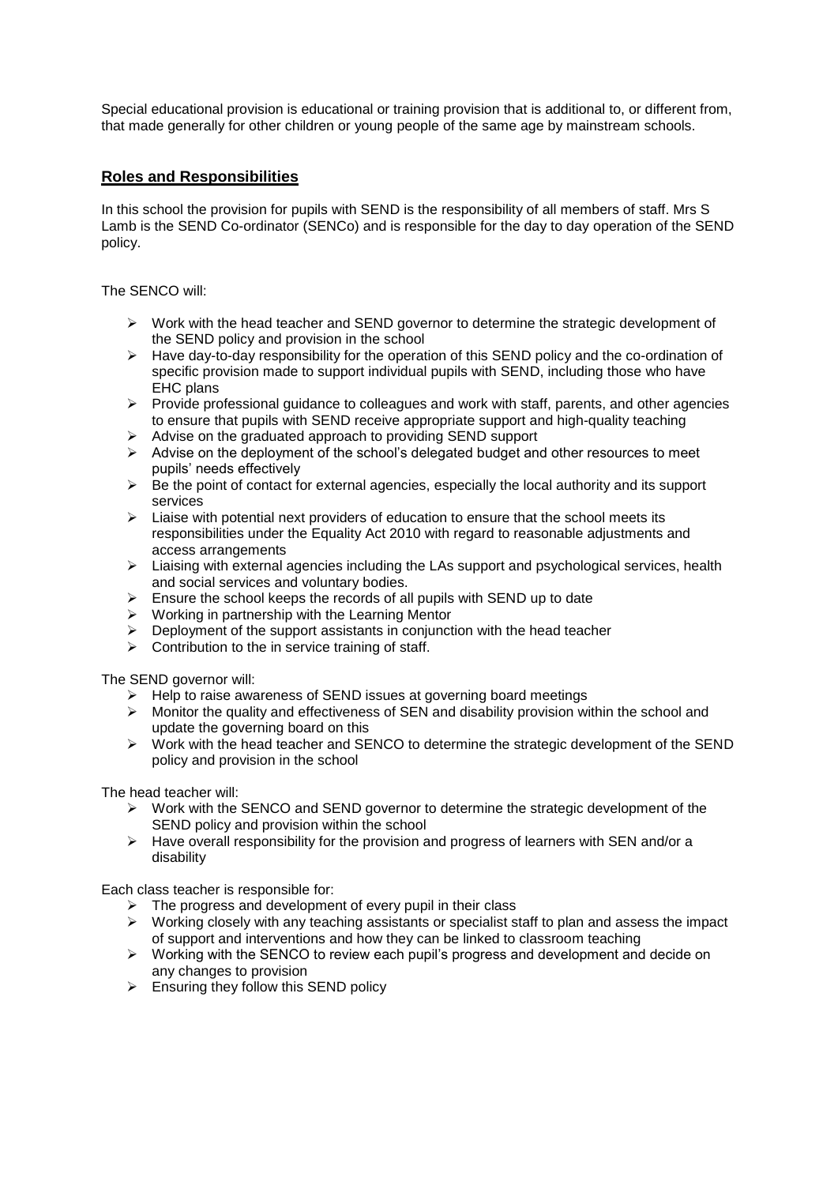Special educational provision is educational or training provision that is additional to, or different from, that made generally for other children or young people of the same age by mainstream schools.

## Roles and Responsibilities

In this school the provision for pupils with SEND is the responsibility of all members of staff. Mrs S Lamb is the SEND Co-ordinator (SENCo) and is responsible for the day to day operation of the SEND policy.

The SENCO will:

- Work with the head teacher and SEND governor to determine the strategic development of the SEND policy and provision in the school
- Have day-to-day responsibility for the operation of this SEND policy and the co-ordination of specific provision made to support individual pupils with SEND, including those who have EHC plans
- Provide professional guidance to colleagues and work with staff, parents, and other agencies to ensure that pupils with SEND receive appropriate support and high-quality teaching
- Advise on the graduated approach to providing SEND support
- Advise on the deployment of the school's delegated budget and other resources to meet pupils' needs effectively
- Be the point of contact for external agencies, especially the local authority and its support services
- Liaise with potential next providers of education to ensure that the school meets its responsibilities under the Equality Act 2010 with regard to reasonable adjustments and access arrangements
- Liaising with external agencies including the LAs support and psychological services, health and social services and voluntary bodies.
- Ensure the school keeps the records of all pupils with SEND up to date
- Working in partnership with the Learning Mentor
- Deployment of the support assistants in conjunction with the head teacher
- Contribution to the in service training of staff.

The SEND governor will:

- Help to raise awareness of SEND issues at governing board meetings
- Monitor the quality and effectiveness of SEN and disability provision within the school and update the governing board on this
- Work with the head teacher and SENCO to determine the strategic development of the SEND policy and provision in the school

The head teacher will:

- Work with the SENCO and SEND governor to determine the strategic development of the SEND policy and provision within the school
- Have overall responsibility for the provision and progress of learners with SEN and/or a disability

Each class teacher is responsible for:

- The progress and development of every pupil in their class
- Working closely with any teaching assistants or specialist staff to plan and assess the impact of support and interventions and how they can be linked to classroom teaching
- Working with the SENCO to review each pupil's progress and development and decide on any changes to provision
- Ensuring they follow this SEND policy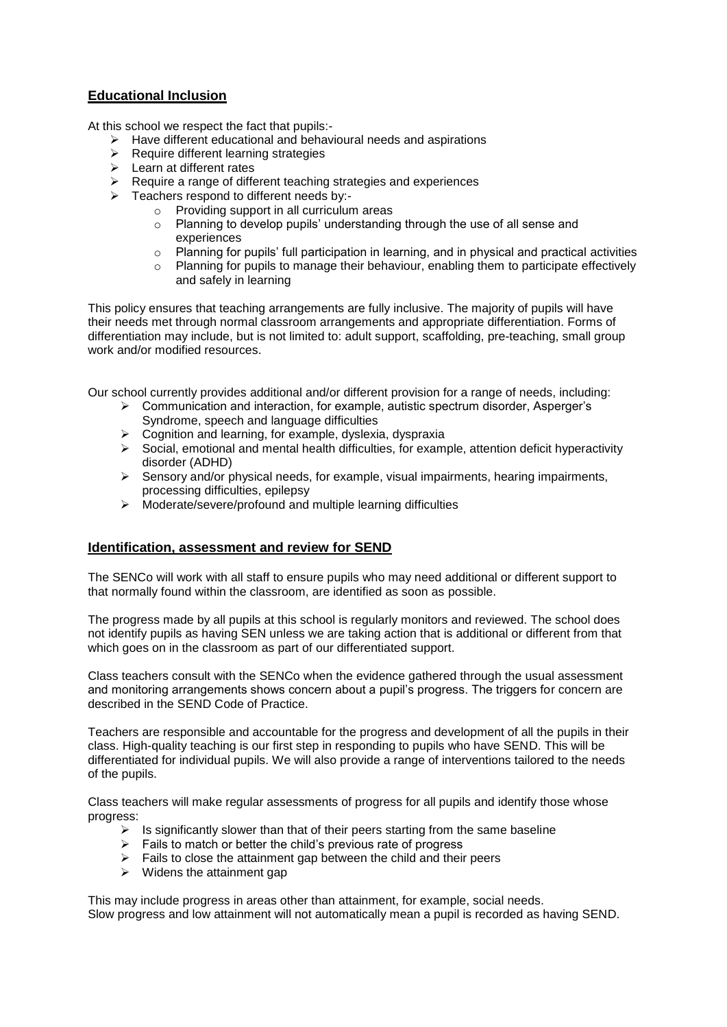## Educational Inclusion

At this school we respect the fact that pupils:-

- Have different educational and behavioural needs and aspirations
- Require different learning strategies
- Learn at different rates
- Require a range of different teaching strategies and experiences
- Teachers respond to different needs by:-
  - Providing support in all curriculum areas
  - Planning to develop pupils' understanding through the use of all sense and experiences
  - Planning for pupils' full participation in learning, and in physical and practical activities
  - Planning for pupils to manage their behaviour, enabling them to participate effectively and safely in learning

This policy ensures that teaching arrangements are fully inclusive. The majority of pupils will have their needs met through normal classroom arrangements and appropriate differentiation. Forms of differentiation may include, but is not limited to: adult support, scaffolding, pre-teaching, small group work and/or modified resources.

Our school currently provides additional and/or different provision for a range of needs, including:

- Communication and interaction, for example, autistic spectrum disorder, Asperger's Syndrome, speech and language difficulties
- Cognition and learning, for example, dyslexia, dyspraxia
- Social, emotional and mental health difficulties, for example, attention deficit hyperactivity disorder (ADHD)
- Sensory and/or physical needs, for example, visual impairments, hearing impairments, processing difficulties, epilepsy
- Moderate/severe/profound and multiple learning difficulties

## Identification, assessment and review for SEND

The SENCo will work with all staff to ensure pupils who may need additional or different support to that normally found within the classroom, are identified as soon as possible.

The progress made by all pupils at this school is regularly monitors and reviewed. The school does not identify pupils as having SEN unless we are taking action that is additional or different from that which goes on in the classroom as part of our differentiated support.

Class teachers consult with the SENCo when the evidence gathered through the usual assessment and monitoring arrangements shows concern about a pupil's progress. The triggers for concern are described in the SEND Code of Practice.

Teachers are responsible and accountable for the progress and development of all the pupils in their class. High-quality teaching is our first step in responding to pupils who have SEND. This will be differentiated for individual pupils. We will also provide a range of interventions tailored to the needs of the pupils.

Class teachers will make regular assessments of progress for all pupils and identify those whose progress:

- Is significantly slower than that of their peers starting from the same baseline
- Fails to match or better the child's previous rate of progress
- Fails to close the attainment gap between the child and their peers
- Widens the attainment gap

This may include progress in areas other than attainment, for example, social needs.
Slow progress and low attainment will not automatically mean a pupil is recorded as having SEND.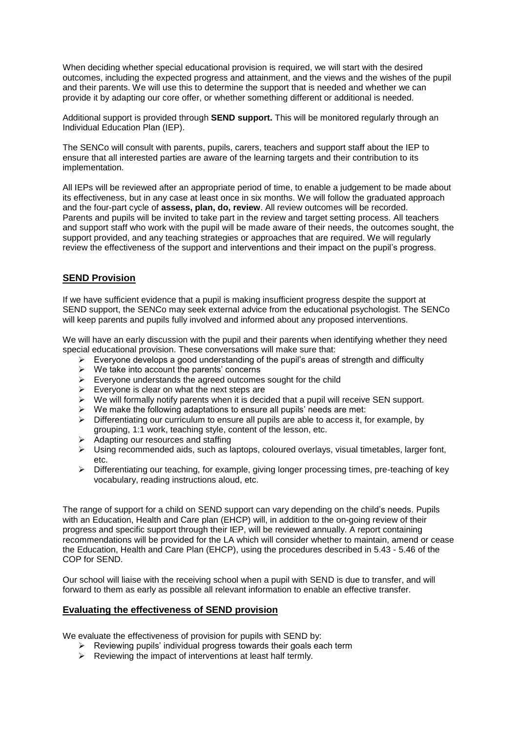When deciding whether special educational provision is required, we will start with the desired outcomes, including the expected progress and attainment, and the views and the wishes of the pupil and their parents. We will use this to determine the support that is needed and whether we can provide it by adapting our core offer, or whether something different or additional is needed.

Additional support is provided through **SEND support.** This will be monitored regularly through an Individual Education Plan (IEP).

The SENCo will consult with parents, pupils, carers, teachers and support staff about the IEP to ensure that all interested parties are aware of the learning targets and their contribution to its implementation.

All IEPs will be reviewed after an appropriate period of time, to enable a judgement to be made about its effectiveness, but in any case at least once in six months. We will follow the graduated approach and the four-part cycle of **assess, plan, do, review**. All review outcomes will be recorded. Parents and pupils will be invited to take part in the review and target setting process. All teachers and support staff who work with the pupil will be made aware of their needs, the outcomes sought, the support provided, and any teaching strategies or approaches that are required. We will regularly review the effectiveness of the support and interventions and their impact on the pupil's progress.

## SEND Provision

If we have sufficient evidence that a pupil is making insufficient progress despite the support at SEND support, the SENCo may seek external advice from the educational psychologist. The SENCo will keep parents and pupils fully involved and informed about any proposed interventions.

We will have an early discussion with the pupil and their parents when identifying whether they need special educational provision. These conversations will make sure that:

- Everyone develops a good understanding of the pupil's areas of strength and difficulty
- We take into account the parents' concerns
- Everyone understands the agreed outcomes sought for the child
- Everyone is clear on what the next steps are
- We will formally notify parents when it is decided that a pupil will receive SEN support.
- We make the following adaptations to ensure all pupils' needs are met:
- Differentiating our curriculum to ensure all pupils are able to access it, for example, by grouping, 1:1 work, teaching style, content of the lesson, etc.
- Adapting our resources and staffing
- Using recommended aids, such as laptops, coloured overlays, visual timetables, larger font, etc.
- Differentiating our teaching, for example, giving longer processing times, pre-teaching of key vocabulary, reading instructions aloud, etc.

The range of support for a child on SEND support can vary depending on the child's needs. Pupils with an Education, Health and Care plan (EHCP) will, in addition to the on-going review of their progress and specific support through their IEP, will be reviewed annually. A report containing recommendations will be provided for the LA which will consider whether to maintain, amend or cease the Education, Health and Care Plan (EHCP), using the procedures described in 5.43 - 5.46 of the COP for SEND.

Our school will liaise with the receiving school when a pupil with SEND is due to transfer, and will forward to them as early as possible all relevant information to enable an effective transfer.

## Evaluating the effectiveness of SEND provision

We evaluate the effectiveness of provision for pupils with SEND by:

- Reviewing pupils' individual progress towards their goals each term
- Reviewing the impact of interventions at least half termly.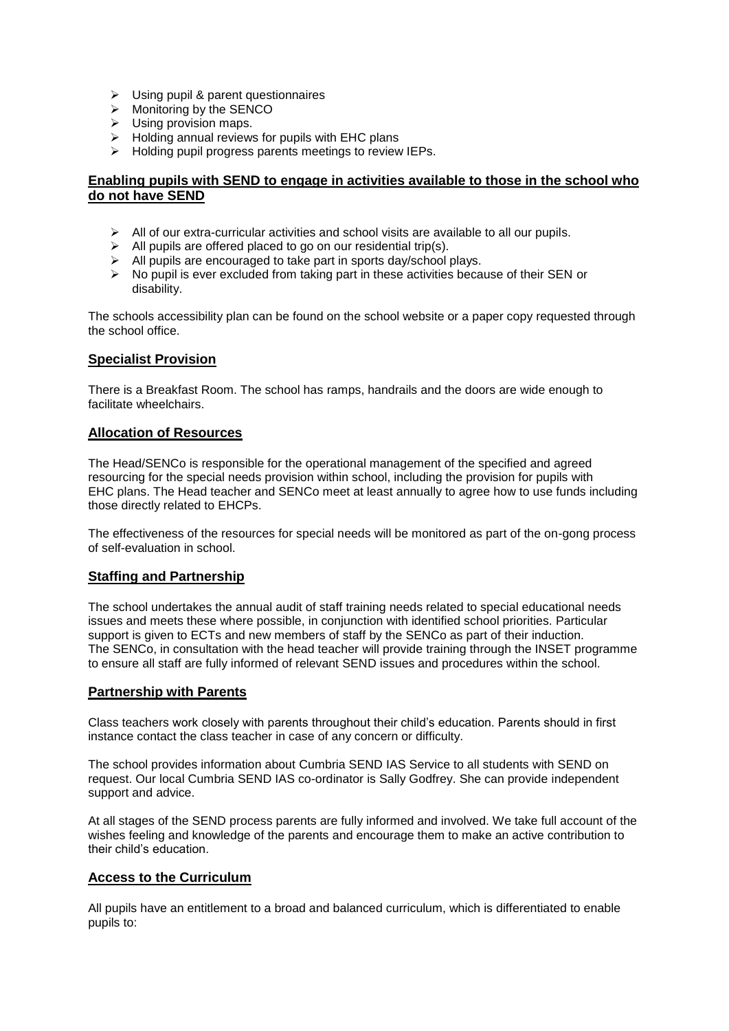- Using pupil & parent questionnaires
- Monitoring by the SENCO
- Using provision maps.
- Holding annual reviews for pupils with EHC plans
- Holding pupil progress parents meetings to review IEPs.

## Enabling pupils with SEND to engage in activities available to those in the school who do not have SEND

- All of our extra-curricular activities and school visits are available to all our pupils.
- All pupils are offered placed to go on our residential trip(s).
- All pupils are encouraged to take part in sports day/school plays.
- No pupil is ever excluded from taking part in these activities because of their SEN or disability.

The schools accessibility plan can be found on the school website or a paper copy requested through the school office.

## Specialist Provision

There is a Breakfast Room. The school has ramps, handrails and the doors are wide enough to facilitate wheelchairs.

## Allocation of Resources

The Head/SENCo is responsible for the operational management of the specified and agreed resourcing for the special needs provision within school, including the provision for pupils with EHC plans. The Head teacher and SENCo meet at least annually to agree how to use funds including those directly related to EHCPs.

The effectiveness of the resources for special needs will be monitored as part of the on-gong process of self-evaluation in school.

## Staffing and Partnership

The school undertakes the annual audit of staff training needs related to special educational needs issues and meets these where possible, in conjunction with identified school priorities. Particular support is given to ECTs and new members of staff by the SENCo as part of their induction. The SENCo, in consultation with the head teacher will provide training through the INSET programme to ensure all staff are fully informed of relevant SEND issues and procedures within the school.

## Partnership with Parents

Class teachers work closely with parents throughout their child's education. Parents should in first instance contact the class teacher in case of any concern or difficulty.

The school provides information about Cumbria SEND IAS Service to all students with SEND on request. Our local Cumbria SEND IAS co-ordinator is Sally Godfrey. She can provide independent support and advice.

At all stages of the SEND process parents are fully informed and involved. We take full account of the wishes feeling and knowledge of the parents and encourage them to make an active contribution to their child's education.

## Access to the Curriculum

All pupils have an entitlement to a broad and balanced curriculum, which is differentiated to enable pupils to: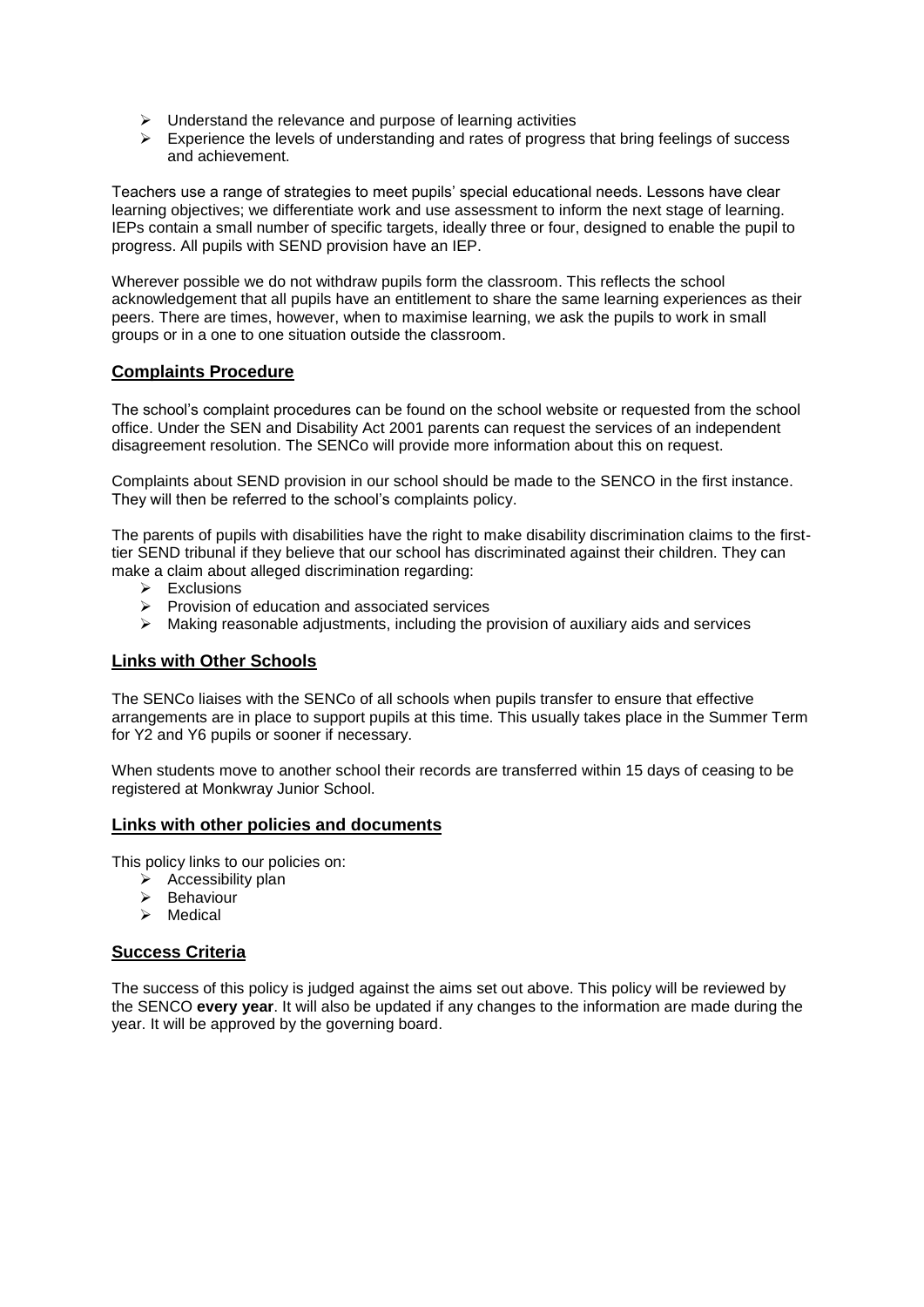- Understand the relevance and purpose of learning activities
- Experience the levels of understanding and rates of progress that bring feelings of success and achievement.

Teachers use a range of strategies to meet pupils' special educational needs. Lessons have clear learning objectives; we differentiate work and use assessment to inform the next stage of learning. IEPs contain a small number of specific targets, ideally three or four, designed to enable the pupil to progress. All pupils with SEND provision have an IEP.

Wherever possible we do not withdraw pupils form the classroom. This reflects the school acknowledgement that all pupils have an entitlement to share the same learning experiences as their peers. There are times, however, when to maximise learning, we ask the pupils to work in small groups or in a one to one situation outside the classroom.

## Complaints Procedure

The school's complaint procedures can be found on the school website or requested from the school office. Under the SEN and Disability Act 2001 parents can request the services of an independent disagreement resolution. The SENCo will provide more information about this on request.

Complaints about SEND provision in our school should be made to the SENCO in the first instance. They will then be referred to the school's complaints policy.

The parents of pupils with disabilities have the right to make disability discrimination claims to the first-tier SEND tribunal if they believe that our school has discriminated against their children. They can make a claim about alleged discrimination regarding:

- Exclusions
- Provision of education and associated services
- Making reasonable adjustments, including the provision of auxiliary aids and services

## Links with Other Schools

The SENCo liaises with the SENCo of all schools when pupils transfer to ensure that effective arrangements are in place to support pupils at this time. This usually takes place in the Summer Term for Y2 and Y6 pupils or sooner if necessary.

When students move to another school their records are transferred within 15 days of ceasing to be registered at Monkwray Junior School.

## Links with other policies and documents

This policy links to our policies on:

- Accessibility plan
- Behaviour
- Medical

## Success Criteria

The success of this policy is judged against the aims set out above. This policy will be reviewed by the SENCO **every year**. It will also be updated if any changes to the information are made during the year. It will be approved by the governing board.